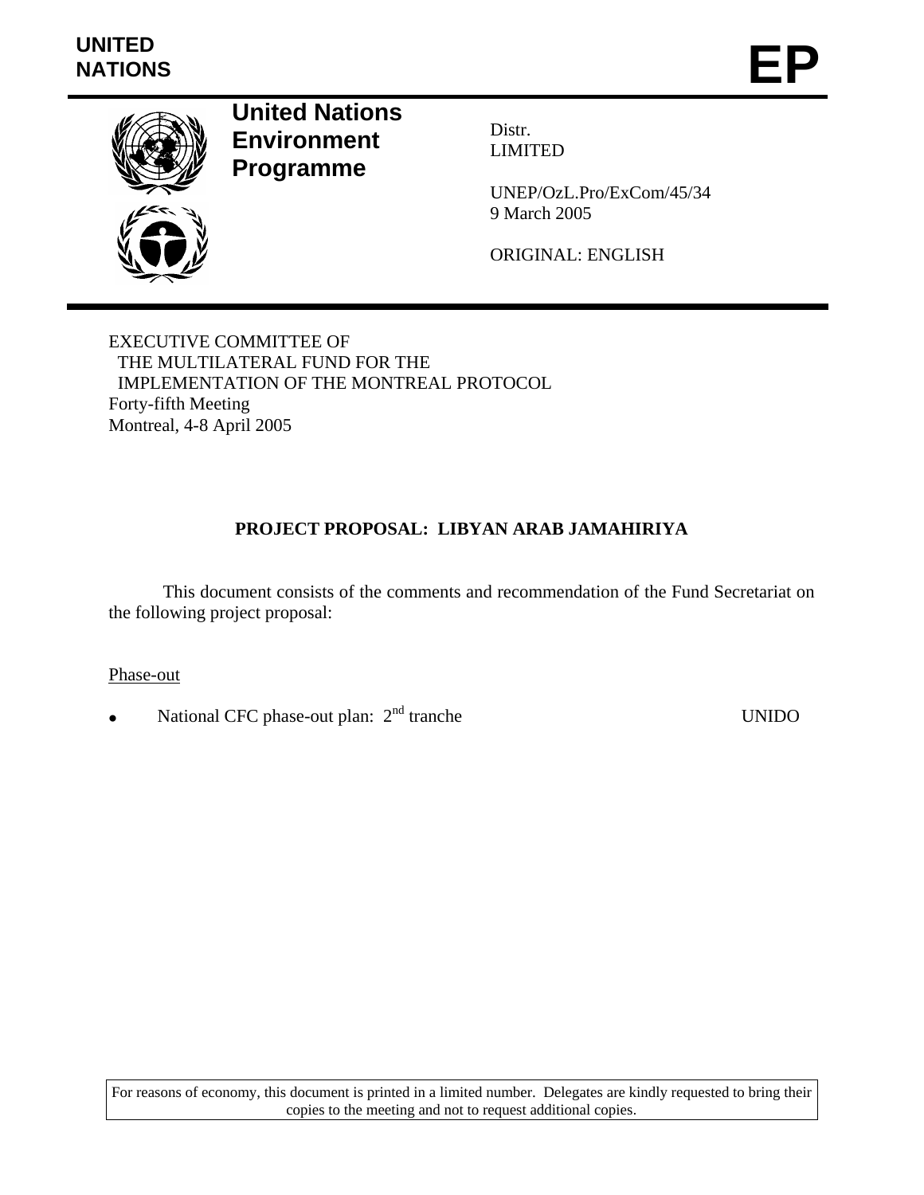**UNITED NATIONS**

**EP**

# United Nations Environment Programme

Distr.
LIMITED

UNEP/OzL.Pro/ExCom/45/34
9 March 2005

ORIGINAL: ENGLISH

EXECUTIVE COMMITTEE OF
THE MULTILATERAL FUND FOR THE
IMPLEMENTATION OF THE MONTREAL PROTOCOL
Forty-fifth Meeting
Montreal, 4-8 April 2005

## PROJECT PROPOSAL: LIBYAN ARAB JAMAHIRIYA

This document consists of the comments and recommendation of the Fund Secretariat on the following project proposal:

Phase-out

- National CFC phase-out plan: 2nd tranche — UNIDO

For reasons of economy, this document is printed in a limited number. Delegates are kindly requested to bring their copies to the meeting and not to request additional copies.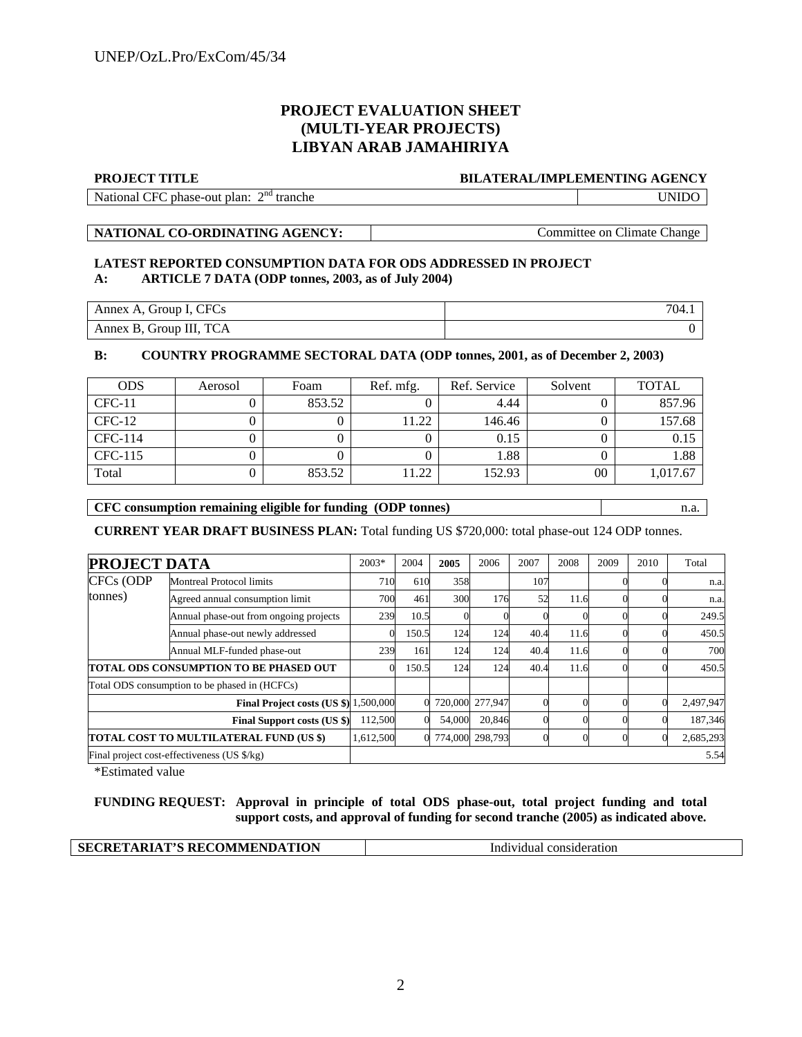# PROJECT EVALUATION SHEET
# (MULTI-YEAR PROJECTS)
# LIBYAN ARAB JAMAHIRIYA

| PROJECT TITLE | BILATERAL/IMPLEMENTING AGENCY |
|---|---|
| National CFC phase-out plan: 2nd tranche | UNIDO |

| NATIONAL CO-ORDINATING AGENCY: | Committee on Climate Change |
|---|---|

**LATEST REPORTED CONSUMPTION DATA FOR ODS ADDRESSED IN PROJECT**

**A: ARTICLE 7 DATA (ODP tonnes, 2003, as of July 2004)**

| | |
|---|---|
| Annex A, Group I, CFCs | 704.1 |
| Annex B, Group III, TCA | 0 |

**B: COUNTRY PROGRAMME SECTORAL DATA (ODP tonnes, 2001, as of December 2, 2003)**

| ODS | Aerosol | Foam | Ref. mfg. | Ref. Service | Solvent | TOTAL |
|---|---|---|---|---|---|---|
| CFC-11 | 0 | 853.52 | 0 | 4.44 | 0 | 857.96 |
| CFC-12 | 0 | 0 | 11.22 | 146.46 | 0 | 157.68 |
| CFC-114 | 0 | 0 | 0 | 0.15 | 0 | 0.15 |
| CFC-115 | 0 | 0 | 0 | 1.88 | 0 | 1.88 |
| Total | 0 | 853.52 | 11.22 | 152.93 | 00 | 1,017.67 |

| CFC consumption remaining eligible for funding (ODP tonnes) | n.a. |
|---|---|

**CURRENT YEAR DRAFT BUSINESS PLAN:** Total funding US $720,000: total phase-out 124 ODP tonnes.

| PROJECT DATA | | 2003* | 2004 | 2005 | 2006 | 2007 | 2008 | 2009 | 2010 | Total |
|---|---|---|---|---|---|---|---|---|---|---|
| CFCs (ODP tonnes) | Montreal Protocol limits | 710 | 610 | 358 | | 107 | | 0 | 0 | n.a. |
| | Agreed annual consumption limit | 700 | 461 | 300 | 176 | 52 | 11.6 | 0 | 0 | n.a. |
| | Annual phase-out from ongoing projects | 239 | 10.5 | 0 | 0 | 0 | 0 | 0 | 0 | 249.5 |
| | Annual phase-out newly addressed | 0 | 150.5 | 124 | 124 | 40.4 | 11.6 | 0 | 0 | 450.5 |
| | Annual MLF-funded phase-out | 239 | 161 | 124 | 124 | 40.4 | 11.6 | 0 | 0 | 700 |
| **TOTAL ODS CONSUMPTION TO BE PHASED OUT** | | 0 | 150.5 | 124 | 124 | 40.4 | 11.6 | 0 | 0 | 450.5 |
| Total ODS consumption to be phased in (HCFCs) | | | | | | | | | | |
| **Final Project costs (US $)** | | 1,500,000 | 0 | 720,000 | 277,947 | 0 | 0 | 0 | 0 | 2,497,947 |
| **Final Support costs (US $)** | | 112,500 | 0 | 54,000 | 20,846 | 0 | 0 | 0 | 0 | 187,346 |
| **TOTAL COST TO MULTILATERAL FUND (US $)** | | 1,612,500 | 0 | 774,000 | 298,793 | 0 | 0 | 0 | 0 | 2,685,293 |
| Final project cost-effectiveness (US $/kg) | | | | | | | | | | 5.54 |

*Estimated value

**FUNDING REQUEST: Approval in principle of total ODS phase-out, total project funding and total support costs, and approval of funding for second tranche (2005) as indicated above.**

| SECRETARIAT'S RECOMMENDATION | Individual consideration |
|---|---|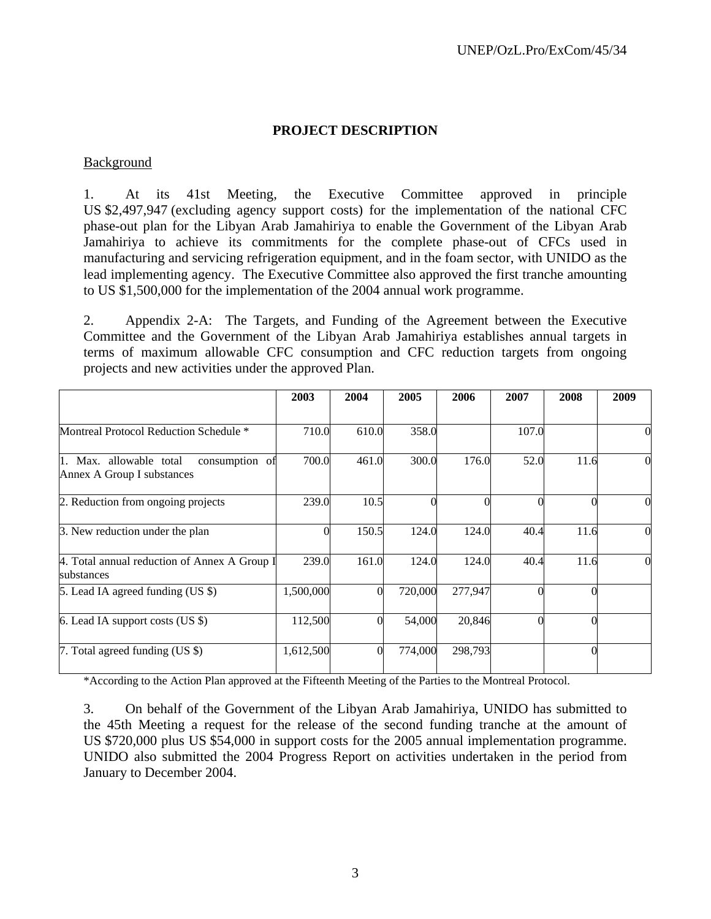## PROJECT DESCRIPTION

Background

1. At its 41st Meeting, the Executive Committee approved in principle US $2,497,947 (excluding agency support costs) for the implementation of the national CFC phase-out plan for the Libyan Arab Jamahiriya to enable the Government of the Libyan Arab Jamahiriya to achieve its commitments for the complete phase-out of CFCs used in manufacturing and servicing refrigeration equipment, and in the foam sector, with UNIDO as the lead implementing agency. The Executive Committee also approved the first tranche amounting to US $1,500,000 for the implementation of the 2004 annual work programme.

2. Appendix 2-A: The Targets, and Funding of the Agreement between the Executive Committee and the Government of the Libyan Arab Jamahiriya establishes annual targets in terms of maximum allowable CFC consumption and CFC reduction targets from ongoing projects and new activities under the approved Plan.

| | 2003 | 2004 | 2005 | 2006 | 2007 | 2008 | 2009 |
|---|---|---|---|---|---|---|---|
| Montreal Protocol Reduction Schedule * | 710.0 | 610.0 | 358.0 | | 107.0 | | 0 |
| 1. Max. allowable total consumption of Annex A Group I substances | 700.0 | 461.0 | 300.0 | 176.0 | 52.0 | 11.6 | 0 |
| 2. Reduction from ongoing projects | 239.0 | 10.5 | 0 | 0 | 0 | 0 | 0 |
| 3. New reduction under the plan | 0 | 150.5 | 124.0 | 124.0 | 40.4 | 11.6 | 0 |
| 4. Total annual reduction of Annex A Group I substances | 239.0 | 161.0 | 124.0 | 124.0 | 40.4 | 11.6 | 0 |
| 5. Lead IA agreed funding (US $) | 1,500,000 | 0 | 720,000 | 277,947 | 0 | 0 | |
| 6. Lead IA support costs (US $) | 112,500 | 0 | 54,000 | 20,846 | 0 | 0 | |
| 7. Total agreed funding (US $) | 1,612,500 | 0 | 774,000 | 298,793 | | 0 | |

*According to the Action Plan approved at the Fifteenth Meeting of the Parties to the Montreal Protocol.

3. On behalf of the Government of the Libyan Arab Jamahiriya, UNIDO has submitted to the 45th Meeting a request for the release of the second funding tranche at the amount of US $720,000 plus US $54,000 in support costs for the 2005 annual implementation programme. UNIDO also submitted the 2004 Progress Report on activities undertaken in the period from January to December 2004.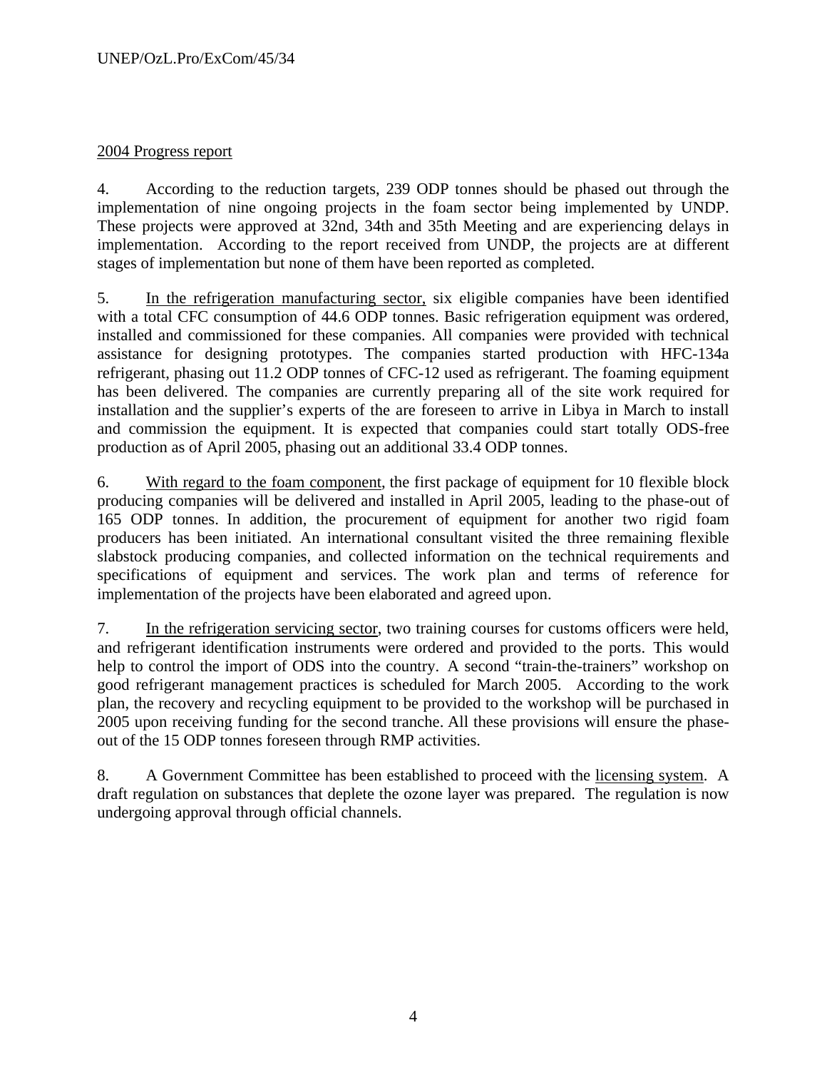2004 Progress report

4. According to the reduction targets, 239 ODP tonnes should be phased out through the implementation of nine ongoing projects in the foam sector being implemented by UNDP. These projects were approved at 32nd, 34th and 35th Meeting and are experiencing delays in implementation. According to the report received from UNDP, the projects are at different stages of implementation but none of them have been reported as completed.

5. In the refrigeration manufacturing sector, six eligible companies have been identified with a total CFC consumption of 44.6 ODP tonnes. Basic refrigeration equipment was ordered, installed and commissioned for these companies. All companies were provided with technical assistance for designing prototypes. The companies started production with HFC-134a refrigerant, phasing out 11.2 ODP tonnes of CFC-12 used as refrigerant. The foaming equipment has been delivered. The companies are currently preparing all of the site work required for installation and the supplier's experts of the are foreseen to arrive in Libya in March to install and commission the equipment. It is expected that companies could start totally ODS-free production as of April 2005, phasing out an additional 33.4 ODP tonnes.

6. With regard to the foam component, the first package of equipment for 10 flexible block producing companies will be delivered and installed in April 2005, leading to the phase-out of 165 ODP tonnes. In addition, the procurement of equipment for another two rigid foam producers has been initiated. An international consultant visited the three remaining flexible slabstock producing companies, and collected information on the technical requirements and specifications of equipment and services. The work plan and terms of reference for implementation of the projects have been elaborated and agreed upon.

7. In the refrigeration servicing sector, two training courses for customs officers were held, and refrigerant identification instruments were ordered and provided to the ports. This would help to control the import of ODS into the country. A second "train-the-trainers" workshop on good refrigerant management practices is scheduled for March 2005. According to the work plan, the recovery and recycling equipment to be provided to the workshop will be purchased in 2005 upon receiving funding for the second tranche. All these provisions will ensure the phase-out of the 15 ODP tonnes foreseen through RMP activities.

8. A Government Committee has been established to proceed with the licensing system. A draft regulation on substances that deplete the ozone layer was prepared. The regulation is now undergoing approval through official channels.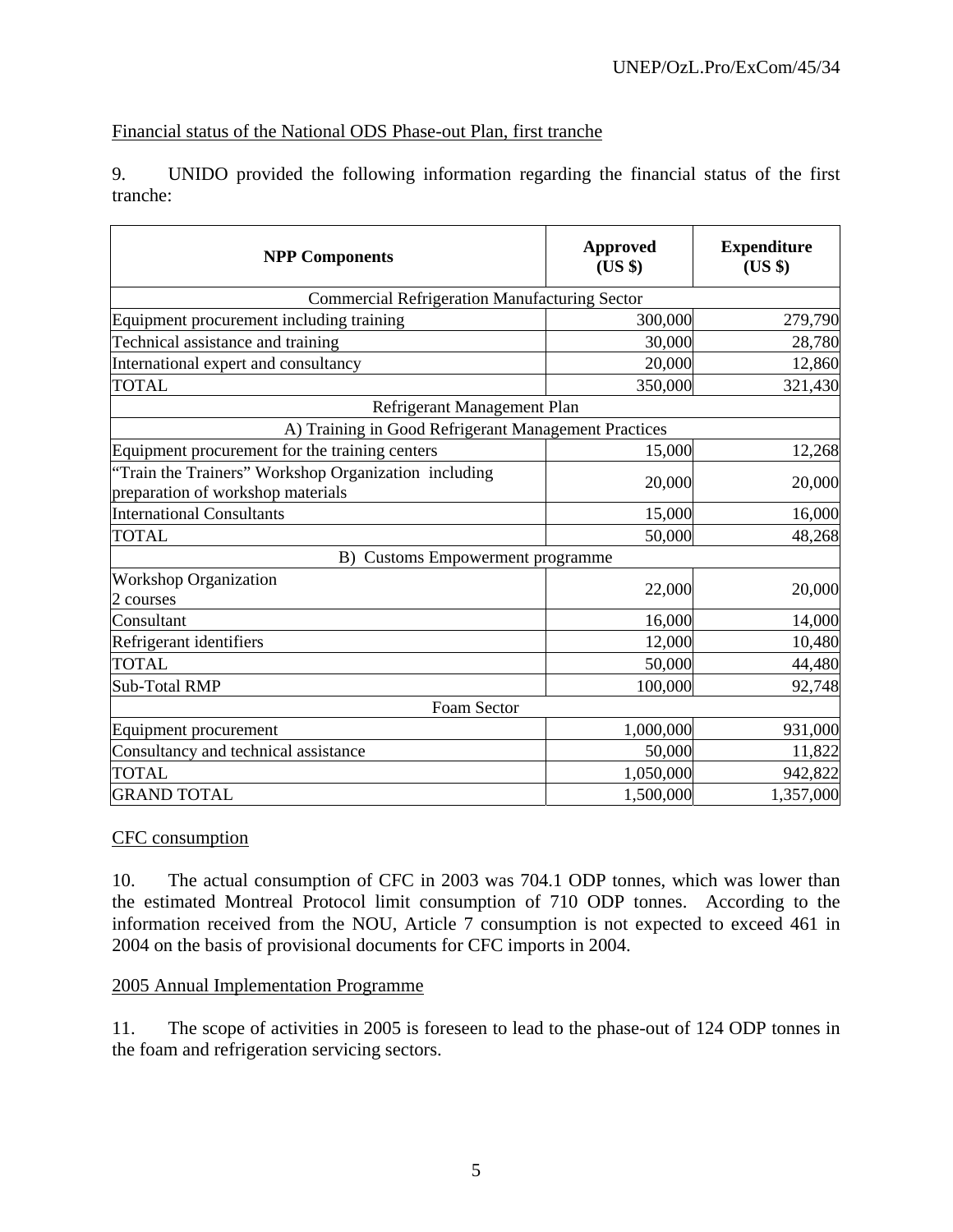Financial status of the National ODS Phase-out Plan, first tranche

9. UNIDO provided the following information regarding the financial status of the first tranche:

| NPP Components | Approved (US $) | Expenditure (US $) |
|---|---|---|
| Commercial Refrigeration Manufacturing Sector | | |
| Equipment procurement including training | 300,000 | 279,790 |
| Technical assistance and training | 30,000 | 28,780 |
| International expert and consultancy | 20,000 | 12,860 |
| TOTAL | 350,000 | 321,430 |
| Refrigerant Management Plan | | |
| A) Training in Good Refrigerant Management Practices | | |
| Equipment procurement for the training centers | 15,000 | 12,268 |
| "Train the Trainers" Workshop Organization including preparation of workshop materials | 20,000 | 20,000 |
| International Consultants | 15,000 | 16,000 |
| TOTAL | 50,000 | 48,268 |
| B) Customs Empowerment programme | | |
| Workshop Organization 2 courses | 22,000 | 20,000 |
| Consultant | 16,000 | 14,000 |
| Refrigerant identifiers | 12,000 | 10,480 |
| TOTAL | 50,000 | 44,480 |
| Sub-Total RMP | 100,000 | 92,748 |
| Foam Sector | | |
| Equipment procurement | 1,000,000 | 931,000 |
| Consultancy and technical assistance | 50,000 | 11,822 |
| TOTAL | 1,050,000 | 942,822 |
| GRAND TOTAL | 1,500,000 | 1,357,000 |

CFC consumption

10. The actual consumption of CFC in 2003 was 704.1 ODP tonnes, which was lower than the estimated Montreal Protocol limit consumption of 710 ODP tonnes. According to the information received from the NOU, Article 7 consumption is not expected to exceed 461 in 2004 on the basis of provisional documents for CFC imports in 2004.

2005 Annual Implementation Programme

11. The scope of activities in 2005 is foreseen to lead to the phase-out of 124 ODP tonnes in the foam and refrigeration servicing sectors.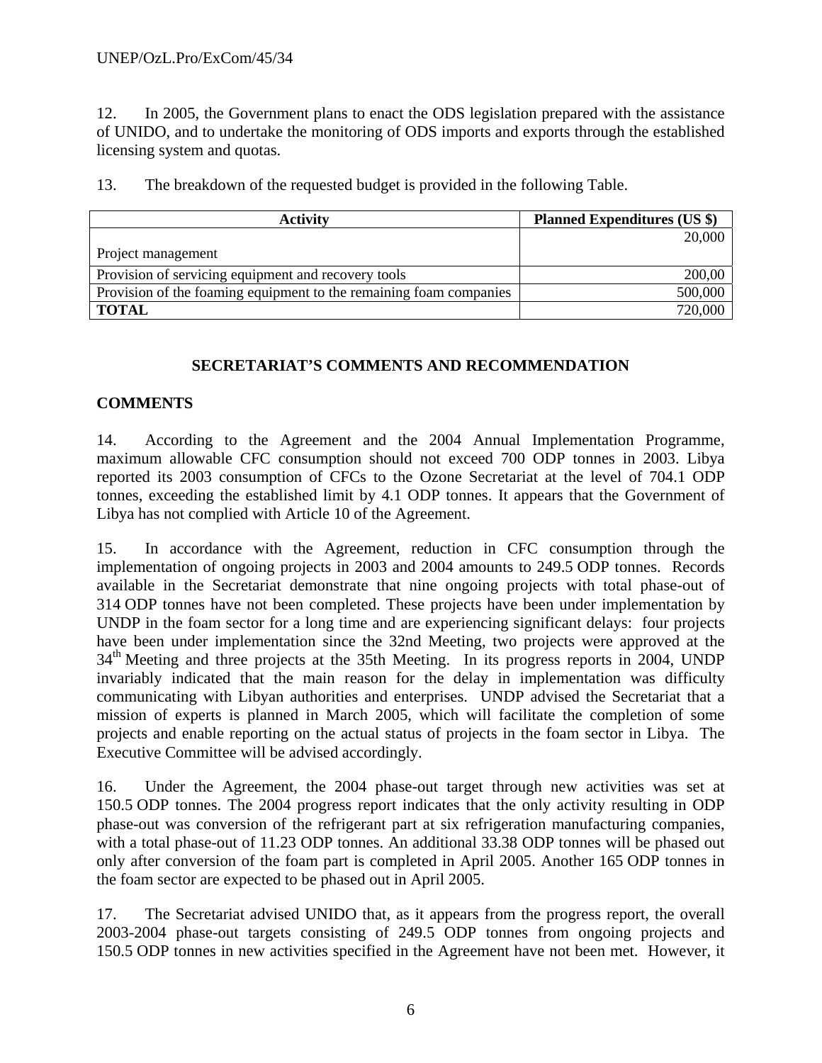12. In 2005, the Government plans to enact the ODS legislation prepared with the assistance of UNIDO, and to undertake the monitoring of ODS imports and exports through the established licensing system and quotas.

13. The breakdown of the requested budget is provided in the following Table.

| Activity | Planned Expenditures (US $) |
|---|---|
| Project management | 20,000 |
| Provision of servicing equipment and recovery tools | 200,00 |
| Provision of the foaming equipment to the remaining foam companies | 500,000 |
| **TOTAL** | 720,000 |

## SECRETARIAT'S COMMENTS AND RECOMMENDATION

### COMMENTS

14. According to the Agreement and the 2004 Annual Implementation Programme, maximum allowable CFC consumption should not exceed 700 ODP tonnes in 2003. Libya reported its 2003 consumption of CFCs to the Ozone Secretariat at the level of 704.1 ODP tonnes, exceeding the established limit by 4.1 ODP tonnes. It appears that the Government of Libya has not complied with Article 10 of the Agreement.

15. In accordance with the Agreement, reduction in CFC consumption through the implementation of ongoing projects in 2003 and 2004 amounts to 249.5 ODP tonnes. Records available in the Secretariat demonstrate that nine ongoing projects with total phase-out of 314 ODP tonnes have not been completed. These projects have been under implementation by UNDP in the foam sector for a long time and are experiencing significant delays: four projects have been under implementation since the 32nd Meeting, two projects were approved at the 34th Meeting and three projects at the 35th Meeting. In its progress reports in 2004, UNDP invariably indicated that the main reason for the delay in implementation was difficulty communicating with Libyan authorities and enterprises. UNDP advised the Secretariat that a mission of experts is planned in March 2005, which will facilitate the completion of some projects and enable reporting on the actual status of projects in the foam sector in Libya. The Executive Committee will be advised accordingly.

16. Under the Agreement, the 2004 phase-out target through new activities was set at 150.5 ODP tonnes. The 2004 progress report indicates that the only activity resulting in ODP phase-out was conversion of the refrigerant part at six refrigeration manufacturing companies, with a total phase-out of 11.23 ODP tonnes. An additional 33.38 ODP tonnes will be phased out only after conversion of the foam part is completed in April 2005. Another 165 ODP tonnes in the foam sector are expected to be phased out in April 2005.

17. The Secretariat advised UNIDO that, as it appears from the progress report, the overall 2003-2004 phase-out targets consisting of 249.5 ODP tonnes from ongoing projects and 150.5 ODP tonnes in new activities specified in the Agreement have not been met. However, it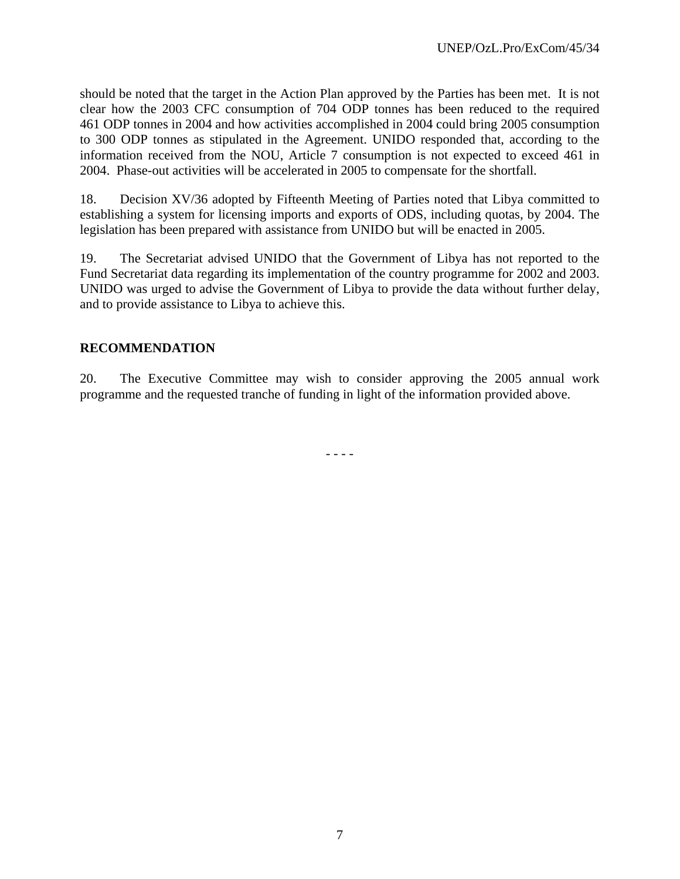should be noted that the target in the Action Plan approved by the Parties has been met. It is not clear how the 2003 CFC consumption of 704 ODP tonnes has been reduced to the required 461 ODP tonnes in 2004 and how activities accomplished in 2004 could bring 2005 consumption to 300 ODP tonnes as stipulated in the Agreement. UNIDO responded that, according to the information received from the NOU, Article 7 consumption is not expected to exceed 461 in 2004. Phase-out activities will be accelerated in 2005 to compensate for the shortfall.

18. Decision XV/36 adopted by Fifteenth Meeting of Parties noted that Libya committed to establishing a system for licensing imports and exports of ODS, including quotas, by 2004. The legislation has been prepared with assistance from UNIDO but will be enacted in 2005.

19. The Secretariat advised UNIDO that the Government of Libya has not reported to the Fund Secretariat data regarding its implementation of the country programme for 2002 and 2003. UNIDO was urged to advise the Government of Libya to provide the data without further delay, and to provide assistance to Libya to achieve this.

## RECOMMENDATION

20. The Executive Committee may wish to consider approving the 2005 annual work programme and the requested tranche of funding in light of the information provided above.

- - - -